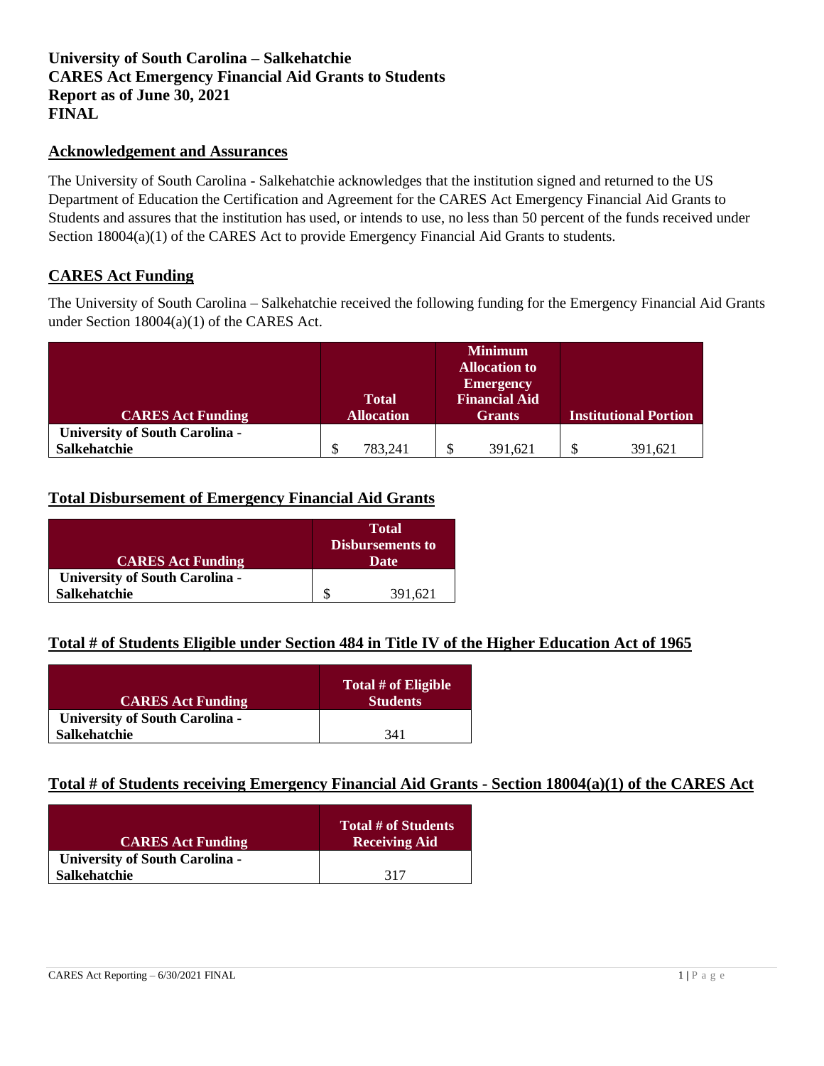**University of South Carolina – Salkehatchie**
**CARES Act Emergency Financial Aid Grants to Students**
**Report as of June 30, 2021**
**FINAL**

## Acknowledgement and Assurances

The University of South Carolina - Salkehatchie acknowledges that the institution signed and returned to the US Department of Education the Certification and Agreement for the CARES Act Emergency Financial Aid Grants to Students and assures that the institution has used, or intends to use, no less than 50 percent of the funds received under Section 18004(a)(1) of the CARES Act to provide Emergency Financial Aid Grants to students.

## CARES Act Funding

The University of South Carolina – Salkehatchie received the following funding for the Emergency Financial Aid Grants under Section 18004(a)(1) of the CARES Act.

| CARES Act Funding | Total Allocation | Minimum Allocation to Emergency Financial Aid Grants | Institutional Portion |
|---|---|---|---|
| **University of South Carolina - Salkehatchie** | $ 783,241 | $ 391,621 | $ 391,621 |

## Total Disbursement of Emergency Financial Aid Grants

| CARES Act Funding | Total Disbursements to Date |
|---|---|
| **University of South Carolina - Salkehatchie** | $ 391,621 |

## Total # of Students Eligible under Section 484 in Title IV of the Higher Education Act of 1965

| CARES Act Funding | Total # of Eligible Students |
|---|---|
| **University of South Carolina - Salkehatchie** | 341 |

## Total # of Students receiving Emergency Financial Aid Grants - Section 18004(a)(1) of the CARES Act

| CARES Act Funding | Total # of Students Receiving Aid |
|---|---|
| **University of South Carolina - Salkehatchie** | 317 |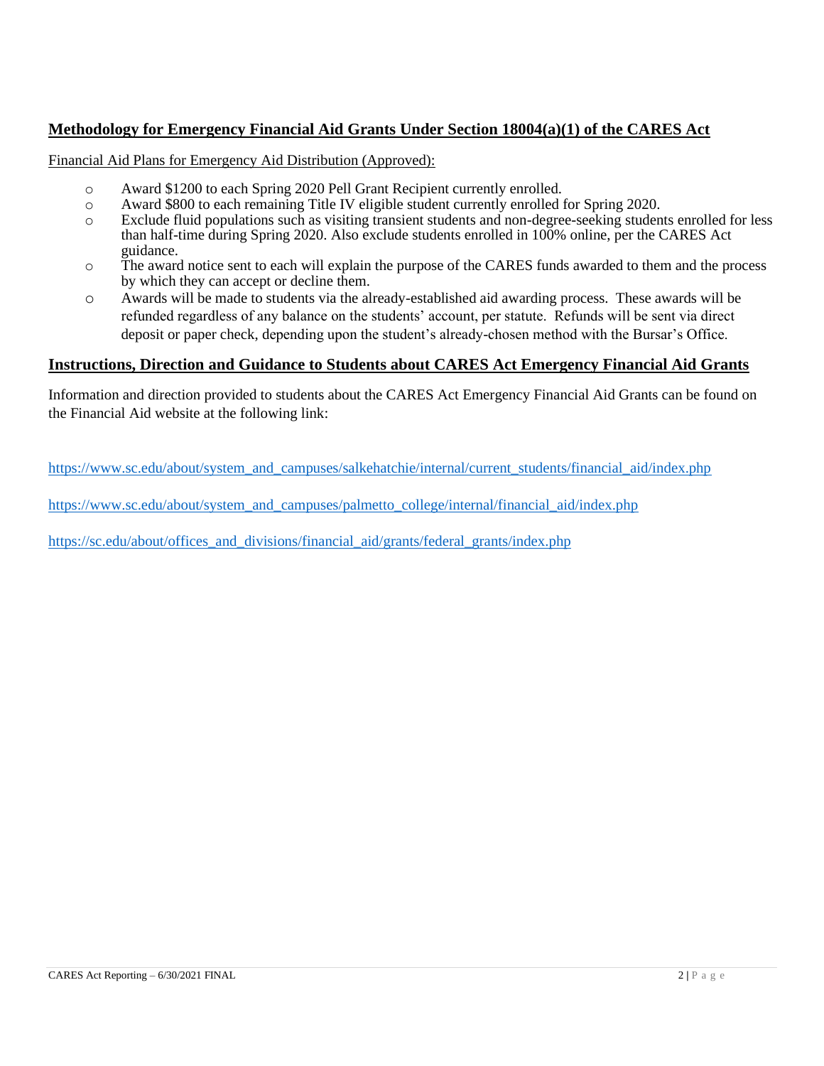## Methodology for Emergency Financial Aid Grants Under Section 18004(a)(1) of the CARES Act

Financial Aid Plans for Emergency Aid Distribution (Approved):

- Award $1200 to each Spring 2020 Pell Grant Recipient currently enrolled.
- Award $800 to each remaining Title IV eligible student currently enrolled for Spring 2020.
- Exclude fluid populations such as visiting transient students and non-degree-seeking students enrolled for less than half-time during Spring 2020. Also exclude students enrolled in 100% online, per the CARES Act guidance.
- The award notice sent to each will explain the purpose of the CARES funds awarded to them and the process by which they can accept or decline them.
- Awards will be made to students via the already-established aid awarding process. These awards will be refunded regardless of any balance on the students' account, per statute. Refunds will be sent via direct deposit or paper check, depending upon the student's already-chosen method with the Bursar's Office.

## Instructions, Direction and Guidance to Students about CARES Act Emergency Financial Aid Grants

Information and direction provided to students about the CARES Act Emergency Financial Aid Grants can be found on the Financial Aid website at the following link:

https://www.sc.edu/about/system_and_campuses/salkehatchie/internal/current_students/financial_aid/index.php

https://www.sc.edu/about/system_and_campuses/palmetto_college/internal/financial_aid/index.php

https://sc.edu/about/offices_and_divisions/financial_aid/grants/federal_grants/index.php